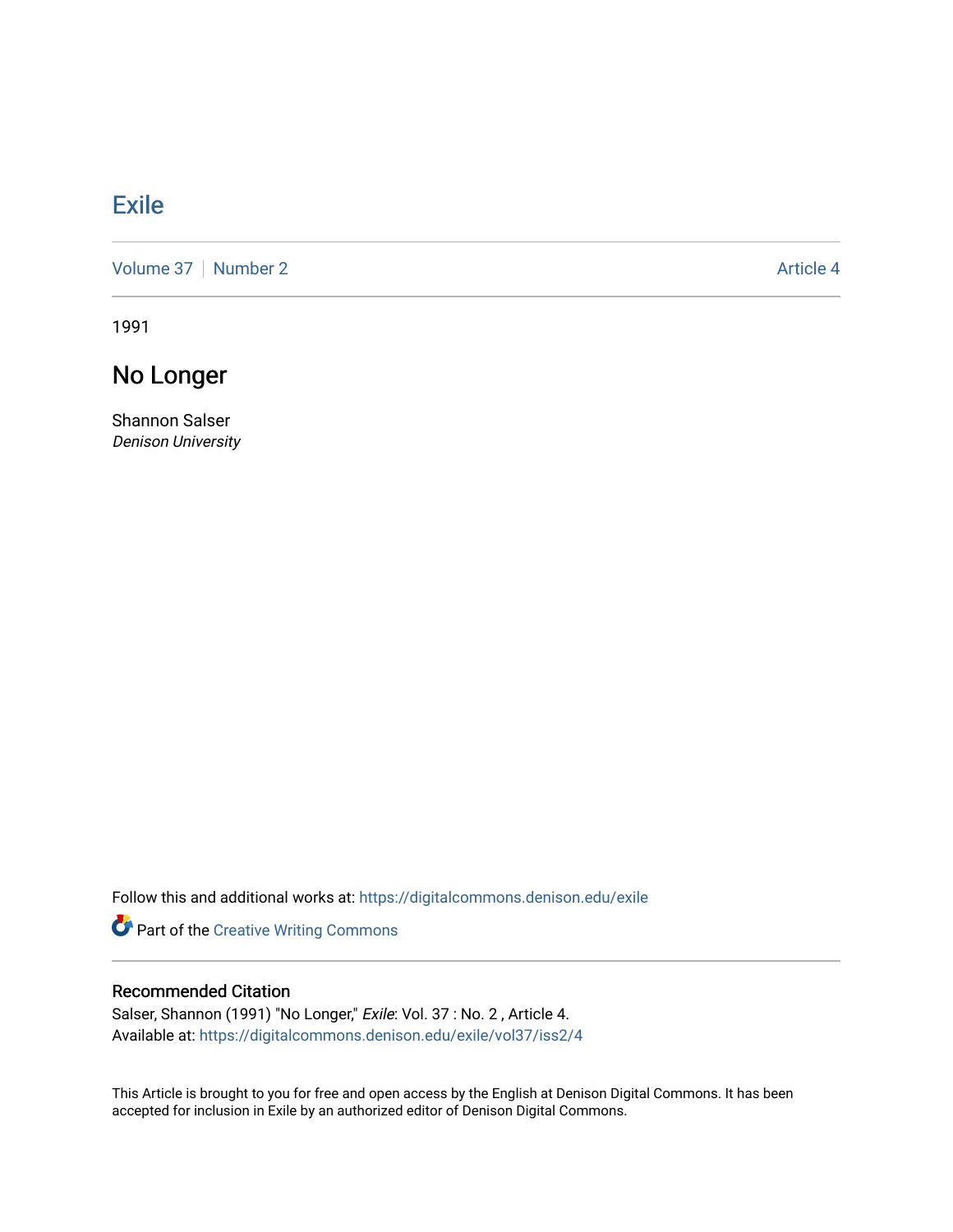# Exile

Volume 37 | Number 2 | Article 4

1991

## No Longer

Shannon Salser
*Denison University*

Follow this and additional works at: https://digitalcommons.denison.edu/exile

Part of the Creative Writing Commons

### Recommended Citation

Salser, Shannon (1991) "No Longer," *Exile*: Vol. 37 : No. 2 , Article 4.
Available at: https://digitalcommons.denison.edu/exile/vol37/iss2/4

This Article is brought to you for free and open access by the English at Denison Digital Commons. It has been accepted for inclusion in Exile by an authorized editor of Denison Digital Commons.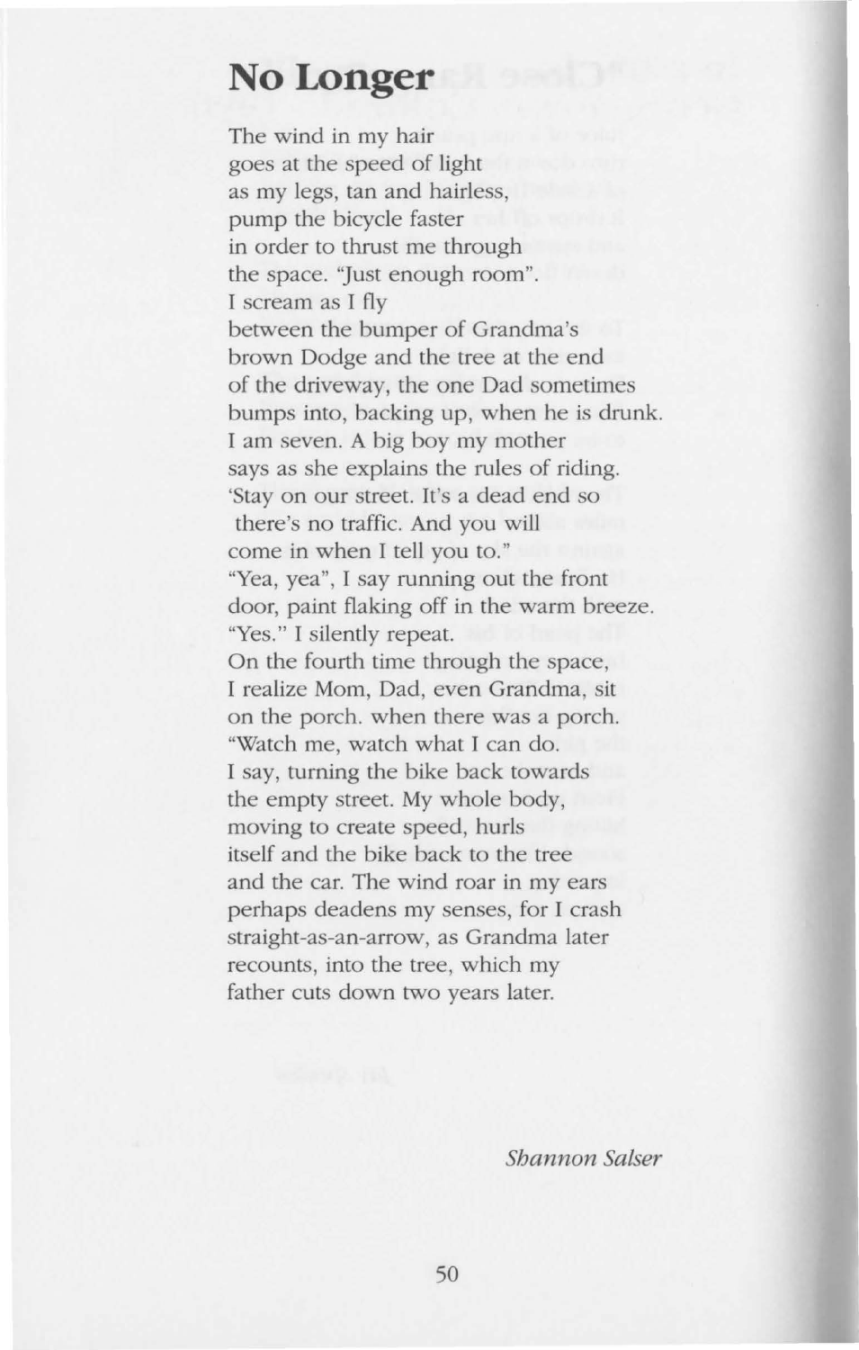# No Longer

The wind in my hair
goes at the speed of light
as my legs, tan and hairless,
pump the bicycle faster
in order to thrust me through
the space. "Just enough room".
I scream as I fly
between the bumper of Grandma's
brown Dodge and the tree at the end
of the driveway, the one Dad sometimes
bumps into, backing up, when he is drunk.
I am seven. A big boy my mother
says as she explains the rules of riding.
'Stay on our street. It's a dead end so
there's no traffic. And you will
come in when I tell you to."
"Yea, yea", I say running out the front
door, paint flaking off in the warm breeze.
"Yes." I silently repeat.
On the fourth time through the space,
I realize Mom, Dad, even Grandma, sit
on the porch. when there was a porch.
"Watch me, watch what I can do.
I say, turning the bike back towards
the empty street. My whole body,
moving to create speed, hurls
itself and the bike back to the tree
and the car. The wind roar in my ears
perhaps deadens my senses, for I crash
straight-as-an-arrow, as Grandma later
recounts, into the tree, which my
father cuts down two years later.

*Shannon Salser*